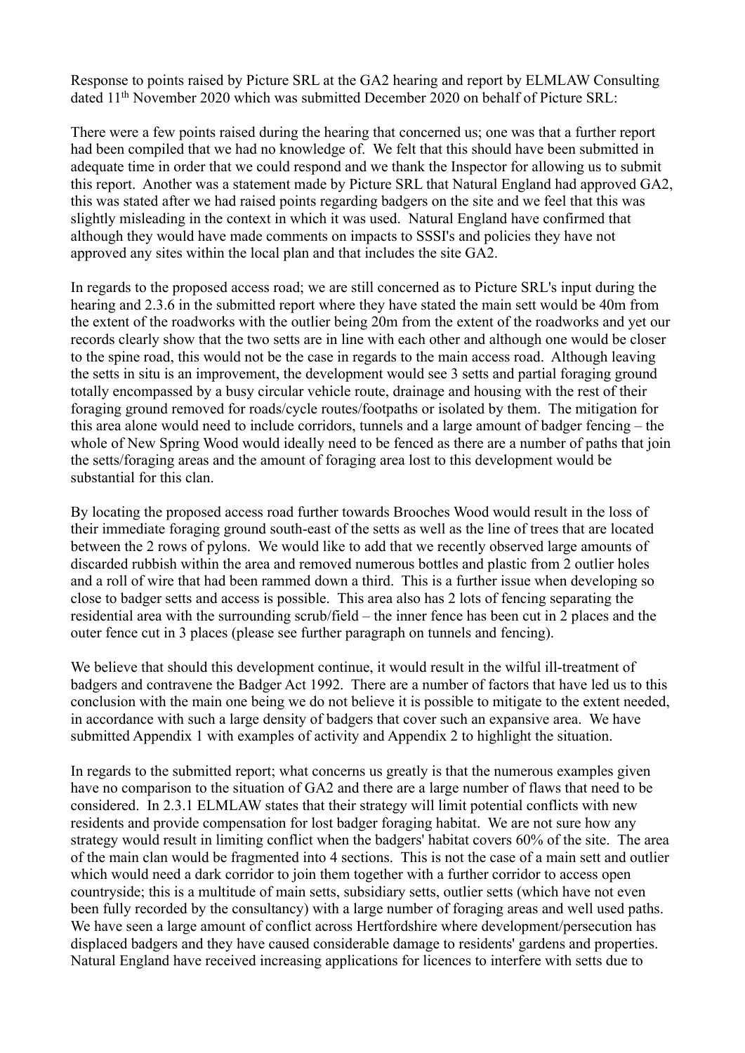Response to points raised by Picture SRL at the GA2 hearing and report by ELMLAW Consulting dated 11th November 2020 which was submitted December 2020 on behalf of Picture SRL:

There were a few points raised during the hearing that concerned us; one was that a further report had been compiled that we had no knowledge of. We felt that this should have been submitted in adequate time in order that we could respond and we thank the Inspector for allowing us to submit this report. Another was a statement made by Picture SRL that Natural England had approved GA2, this was stated after we had raised points regarding badgers on the site and we feel that this was slightly misleading in the context in which it was used. Natural England have confirmed that although they would have made comments on impacts to SSSI's and policies they have not approved any sites within the local plan and that includes the site GA2.

In regards to the proposed access road; we are still concerned as to Picture SRL's input during the hearing and 2.3.6 in the submitted report where they have stated the main sett would be 40m from the extent of the roadworks with the outlier being 20m from the extent of the roadworks and yet our records clearly show that the two setts are in line with each other and although one would be closer to the spine road, this would not be the case in regards to the main access road. Although leaving the setts in situ is an improvement, the development would see 3 setts and partial foraging ground totally encompassed by a busy circular vehicle route, drainage and housing with the rest of their foraging ground removed for roads/cycle routes/footpaths or isolated by them. The mitigation for this area alone would need to include corridors, tunnels and a large amount of badger fencing – the whole of New Spring Wood would ideally need to be fenced as there are a number of paths that join the setts/foraging areas and the amount of foraging area lost to this development would be substantial for this clan.

By locating the proposed access road further towards Brooches Wood would result in the loss of their immediate foraging ground south-east of the setts as well as the line of trees that are located between the 2 rows of pylons. We would like to add that we recently observed large amounts of discarded rubbish within the area and removed numerous bottles and plastic from 2 outlier holes and a roll of wire that had been rammed down a third. This is a further issue when developing so close to badger setts and access is possible. This area also has 2 lots of fencing separating the residential area with the surrounding scrub/field – the inner fence has been cut in 2 places and the outer fence cut in 3 places (please see further paragraph on tunnels and fencing).

We believe that should this development continue, it would result in the wilful ill-treatment of badgers and contravene the Badger Act 1992. There are a number of factors that have led us to this conclusion with the main one being we do not believe it is possible to mitigate to the extent needed, in accordance with such a large density of badgers that cover such an expansive area. We have submitted Appendix 1 with examples of activity and Appendix 2 to highlight the situation.

In regards to the submitted report; what concerns us greatly is that the numerous examples given have no comparison to the situation of GA2 and there are a large number of flaws that need to be considered. In 2.3.1 ELMLAW states that their strategy will limit potential conflicts with new residents and provide compensation for lost badger foraging habitat. We are not sure how any strategy would result in limiting conflict when the badgers' habitat covers 60% of the site. The area of the main clan would be fragmented into 4 sections. This is not the case of a main sett and outlier which would need a dark corridor to join them together with a further corridor to access open countryside; this is a multitude of main setts, subsidiary setts, outlier setts (which have not even been fully recorded by the consultancy) with a large number of foraging areas and well used paths. We have seen a large amount of conflict across Hertfordshire where development/persecution has displaced badgers and they have caused considerable damage to residents' gardens and properties. Natural England have received increasing applications for licences to interfere with setts due to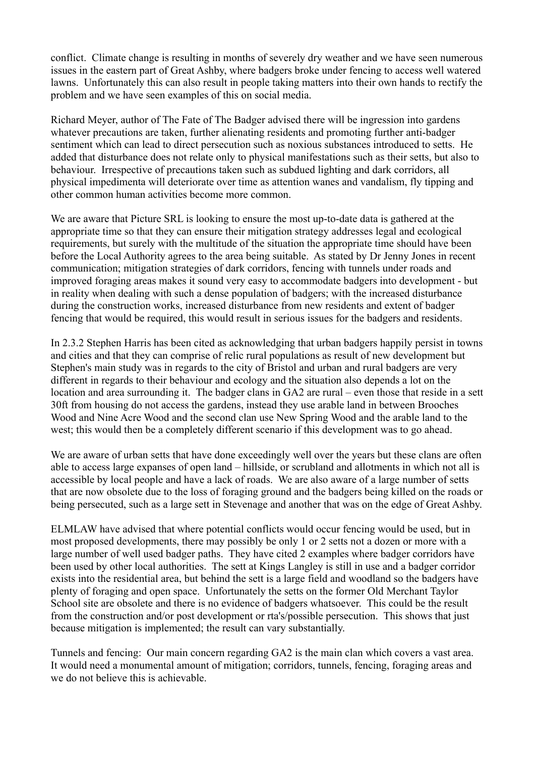conflict. Climate change is resulting in months of severely dry weather and we have seen numerous issues in the eastern part of Great Ashby, where badgers broke under fencing to access well watered lawns. Unfortunately this can also result in people taking matters into their own hands to rectify the problem and we have seen examples of this on social media.

Richard Meyer, author of The Fate of The Badger advised there will be ingression into gardens whatever precautions are taken, further alienating residents and promoting further anti-badger sentiment which can lead to direct persecution such as noxious substances introduced to setts. He added that disturbance does not relate only to physical manifestations such as their setts, but also to behaviour. Irrespective of precautions taken such as subdued lighting and dark corridors, all physical impedimenta will deteriorate over time as attention wanes and vandalism, fly tipping and other common human activities become more common.

We are aware that Picture SRL is looking to ensure the most up-to-date data is gathered at the appropriate time so that they can ensure their mitigation strategy addresses legal and ecological requirements, but surely with the multitude of the situation the appropriate time should have been before the Local Authority agrees to the area being suitable. As stated by Dr Jenny Jones in recent communication; mitigation strategies of dark corridors, fencing with tunnels under roads and improved foraging areas makes it sound very easy to accommodate badgers into development - but in reality when dealing with such a dense population of badgers; with the increased disturbance during the construction works, increased disturbance from new residents and extent of badger fencing that would be required, this would result in serious issues for the badgers and residents.

In 2.3.2 Stephen Harris has been cited as acknowledging that urban badgers happily persist in towns and cities and that they can comprise of relic rural populations as result of new development but Stephen's main study was in regards to the city of Bristol and urban and rural badgers are very different in regards to their behaviour and ecology and the situation also depends a lot on the location and area surrounding it. The badger clans in GA2 are rural – even those that reside in a sett 30ft from housing do not access the gardens, instead they use arable land in between Brooches Wood and Nine Acre Wood and the second clan use New Spring Wood and the arable land to the west; this would then be a completely different scenario if this development was to go ahead.

We are aware of urban setts that have done exceedingly well over the years but these clans are often able to access large expanses of open land – hillside, or scrubland and allotments in which not all is accessible by local people and have a lack of roads. We are also aware of a large number of setts that are now obsolete due to the loss of foraging ground and the badgers being killed on the roads or being persecuted, such as a large sett in Stevenage and another that was on the edge of Great Ashby.

ELMLAW have advised that where potential conflicts would occur fencing would be used, but in most proposed developments, there may possibly be only 1 or 2 setts not a dozen or more with a large number of well used badger paths. They have cited 2 examples where badger corridors have been used by other local authorities. The sett at Kings Langley is still in use and a badger corridor exists into the residential area, but behind the sett is a large field and woodland so the badgers have plenty of foraging and open space. Unfortunately the setts on the former Old Merchant Taylor School site are obsolete and there is no evidence of badgers whatsoever. This could be the result from the construction and/or post development or rta's/possible persecution. This shows that just because mitigation is implemented; the result can vary substantially.

Tunnels and fencing: Our main concern regarding GA2 is the main clan which covers a vast area. It would need a monumental amount of mitigation; corridors, tunnels, fencing, foraging areas and we do not believe this is achievable.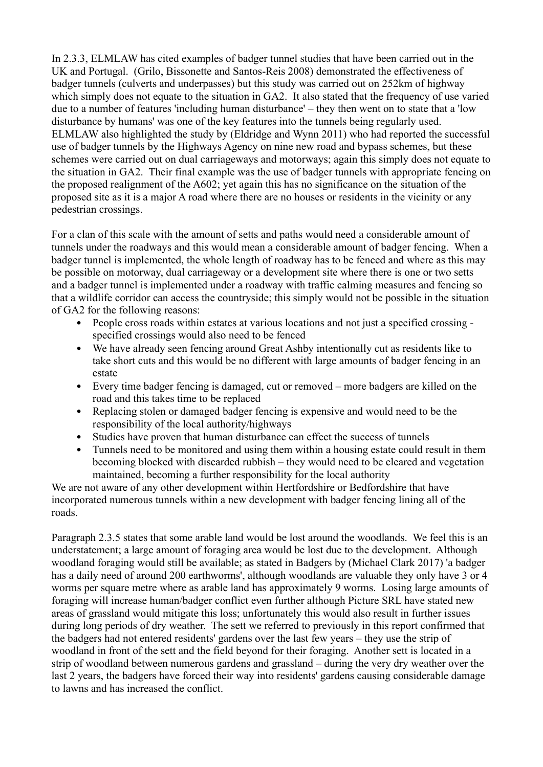In 2.3.3, ELMLAW has cited examples of badger tunnel studies that have been carried out in the UK and Portugal. (Grilo, Bissonette and Santos-Reis 2008) demonstrated the effectiveness of badger tunnels (culverts and underpasses) but this study was carried out on 252km of highway which simply does not equate to the situation in GA2. It also stated that the frequency of use varied due to a number of features 'including human disturbance' – they then went on to state that a 'low disturbance by humans' was one of the key features into the tunnels being regularly used. ELMLAW also highlighted the study by (Eldridge and Wynn 2011) who had reported the successful use of badger tunnels by the Highways Agency on nine new road and bypass schemes, but these schemes were carried out on dual carriageways and motorways; again this simply does not equate to the situation in GA2. Their final example was the use of badger tunnels with appropriate fencing on the proposed realignment of the A602; yet again this has no significance on the situation of the proposed site as it is a major A road where there are no houses or residents in the vicinity or any pedestrian crossings.

For a clan of this scale with the amount of setts and paths would need a considerable amount of tunnels under the roadways and this would mean a considerable amount of badger fencing. When a badger tunnel is implemented, the whole length of roadway has to be fenced and where as this may be possible on motorway, dual carriageway or a development site where there is one or two setts and a badger tunnel is implemented under a roadway with traffic calming measures and fencing so that a wildlife corridor can access the countryside; this simply would not be possible in the situation of GA2 for the following reasons:

- People cross roads within estates at various locations and not just a specified crossing - specified crossings would also need to be fenced
- We have already seen fencing around Great Ashby intentionally cut as residents like to take short cuts and this would be no different with large amounts of badger fencing in an estate
- Every time badger fencing is damaged, cut or removed – more badgers are killed on the road and this takes time to be replaced
- Replacing stolen or damaged badger fencing is expensive and would need to be the responsibility of the local authority/highways
- Studies have proven that human disturbance can effect the success of tunnels
- Tunnels need to be monitored and using them within a housing estate could result in them becoming blocked with discarded rubbish – they would need to be cleared and vegetation maintained, becoming a further responsibility for the local authority

We are not aware of any other development within Hertfordshire or Bedfordshire that have incorporated numerous tunnels within a new development with badger fencing lining all of the roads.

Paragraph 2.3.5 states that some arable land would be lost around the woodlands. We feel this is an understatement; a large amount of foraging area would be lost due to the development. Although woodland foraging would still be available; as stated in Badgers by (Michael Clark 2017) 'a badger has a daily need of around 200 earthworms', although woodlands are valuable they only have 3 or 4 worms per square metre where as arable land has approximately 9 worms. Losing large amounts of foraging will increase human/badger conflict even further although Picture SRL have stated new areas of grassland would mitigate this loss; unfortunately this would also result in further issues during long periods of dry weather. The sett we referred to previously in this report confirmed that the badgers had not entered residents' gardens over the last few years – they use the strip of woodland in front of the sett and the field beyond for their foraging. Another sett is located in a strip of woodland between numerous gardens and grassland – during the very dry weather over the last 2 years, the badgers have forced their way into residents' gardens causing considerable damage to lawns and has increased the conflict.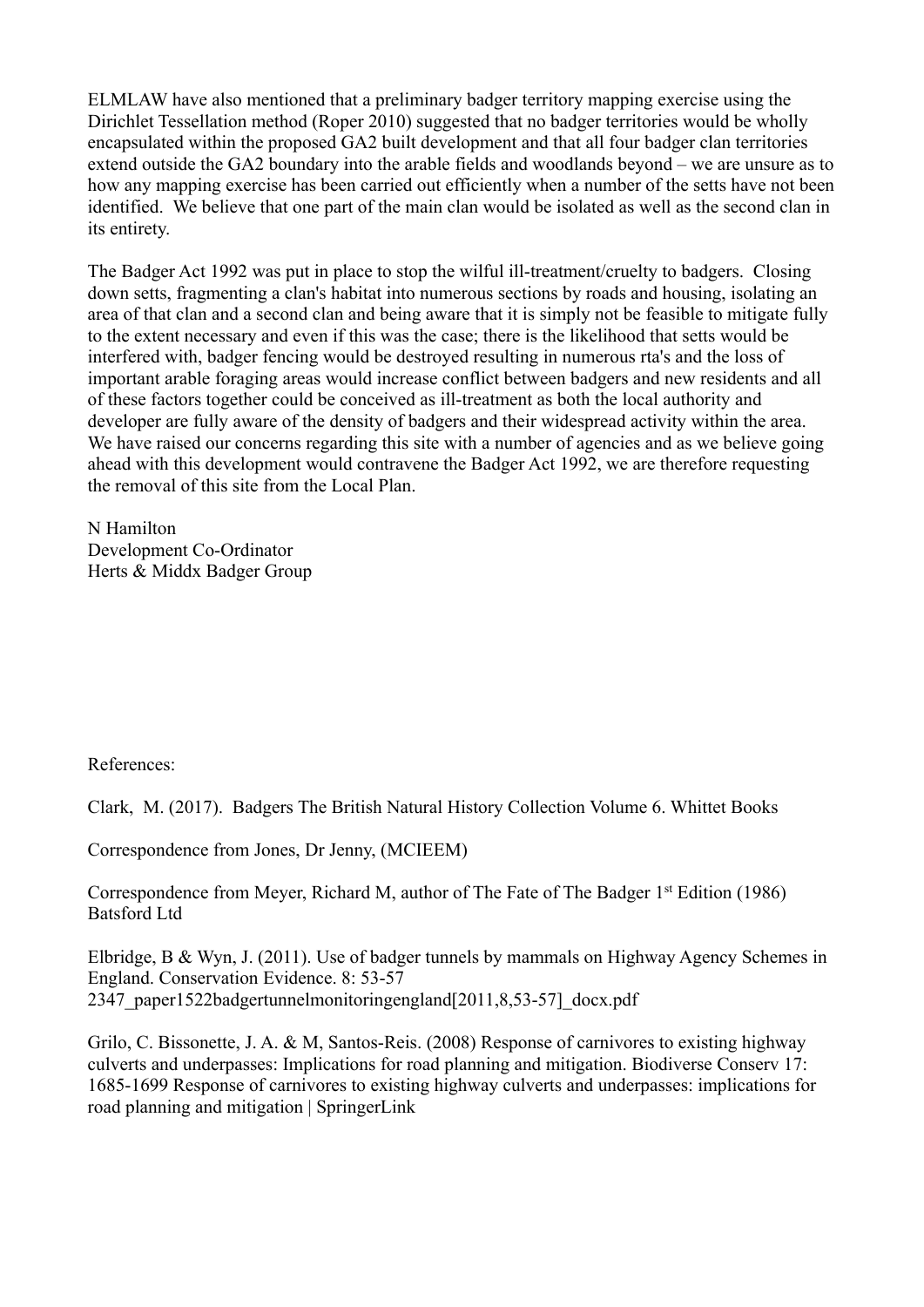ELMLAW have also mentioned that a preliminary badger territory mapping exercise using the Dirichlet Tessellation method (Roper 2010) suggested that no badger territories would be wholly encapsulated within the proposed GA2 built development and that all four badger clan territories extend outside the GA2 boundary into the arable fields and woodlands beyond – we are unsure as to how any mapping exercise has been carried out efficiently when a number of the setts have not been identified. We believe that one part of the main clan would be isolated as well as the second clan in its entirety.

The Badger Act 1992 was put in place to stop the wilful ill-treatment/cruelty to badgers. Closing down setts, fragmenting a clan's habitat into numerous sections by roads and housing, isolating an area of that clan and a second clan and being aware that it is simply not be feasible to mitigate fully to the extent necessary and even if this was the case; there is the likelihood that setts would be interfered with, badger fencing would be destroyed resulting in numerous rta's and the loss of important arable foraging areas would increase conflict between badgers and new residents and all of these factors together could be conceived as ill-treatment as both the local authority and developer are fully aware of the density of badgers and their widespread activity within the area. We have raised our concerns regarding this site with a number of agencies and as we believe going ahead with this development would contravene the Badger Act 1992, we are therefore requesting the removal of this site from the Local Plan.

N Hamilton
Development Co-Ordinator
Herts & Middx Badger Group

References:

Clark, M. (2017). Badgers The British Natural History Collection Volume 6. Whittet Books

Correspondence from Jones, Dr Jenny, (MCIEEM)

Correspondence from Meyer, Richard M, author of The Fate of The Badger 1st Edition (1986) Batsford Ltd

Elbridge, B & Wyn, J. (2011). Use of badger tunnels by mammals on Highway Agency Schemes in England. Conservation Evidence. 8: 53-57
2347_paper1522badgertunnelmonitoringengland[2011,8,53-57]_docx.pdf

Grilo, C. Bissonette, J. A. & M, Santos-Reis. (2008) Response of carnivores to existing highway culverts and underpasses: Implications for road planning and mitigation. Biodiverse Conserv 17: 1685-1699 Response of carnivores to existing highway culverts and underpasses: implications for road planning and mitigation | SpringerLink